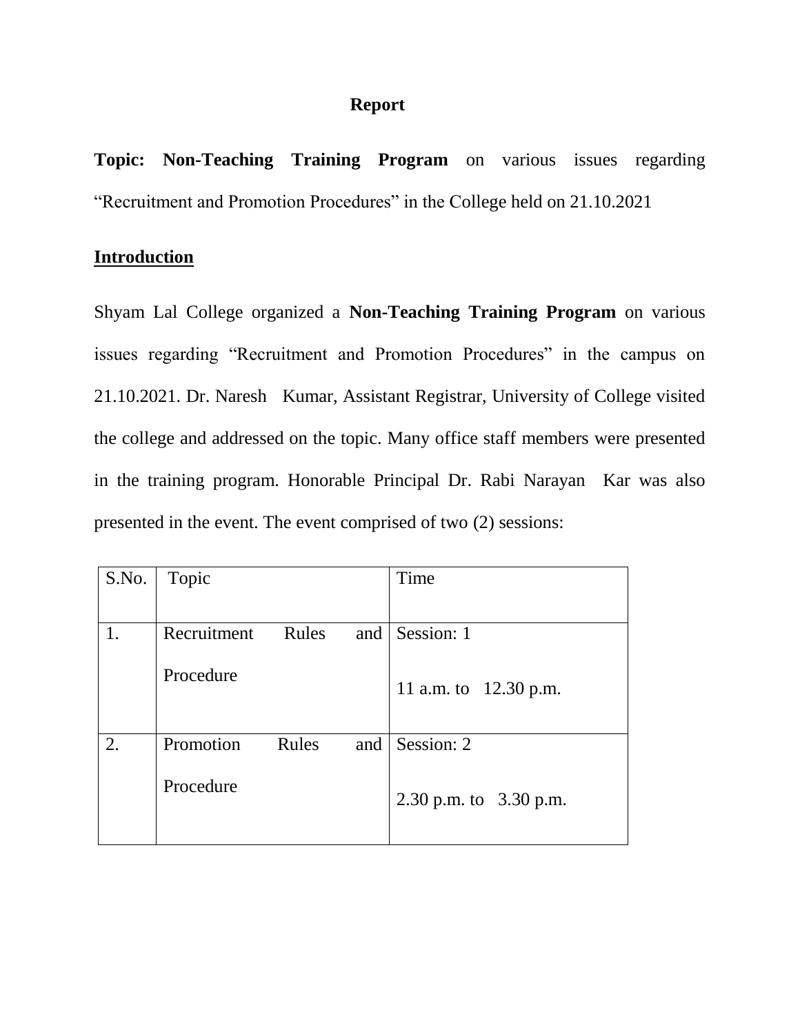# Report

**Topic: Non-Teaching Training Program** on various issues regarding "Recruitment and Promotion Procedures" in the College held on 21.10.2021

## Introduction

Shyam Lal College organized a **Non-Teaching Training Program** on various issues regarding "Recruitment and Promotion Procedures" in the campus on 21.10.2021. Dr. Naresh Kumar, Assistant Registrar, University of College visited the college and addressed on the topic. Many office staff members were presented in the training program. Honorable Principal Dr. Rabi Narayan Kar was also presented in the event. The event comprised of two (2) sessions:

| S.No. | Topic | Time |
|---|---|---|
| 1. | Recruitment Rules and Procedure | Session: 1<br>11 a.m. to 12.30 p.m. |
| 2. | Promotion Rules and Procedure | Session: 2<br>2.30 p.m. to 3.30 p.m. |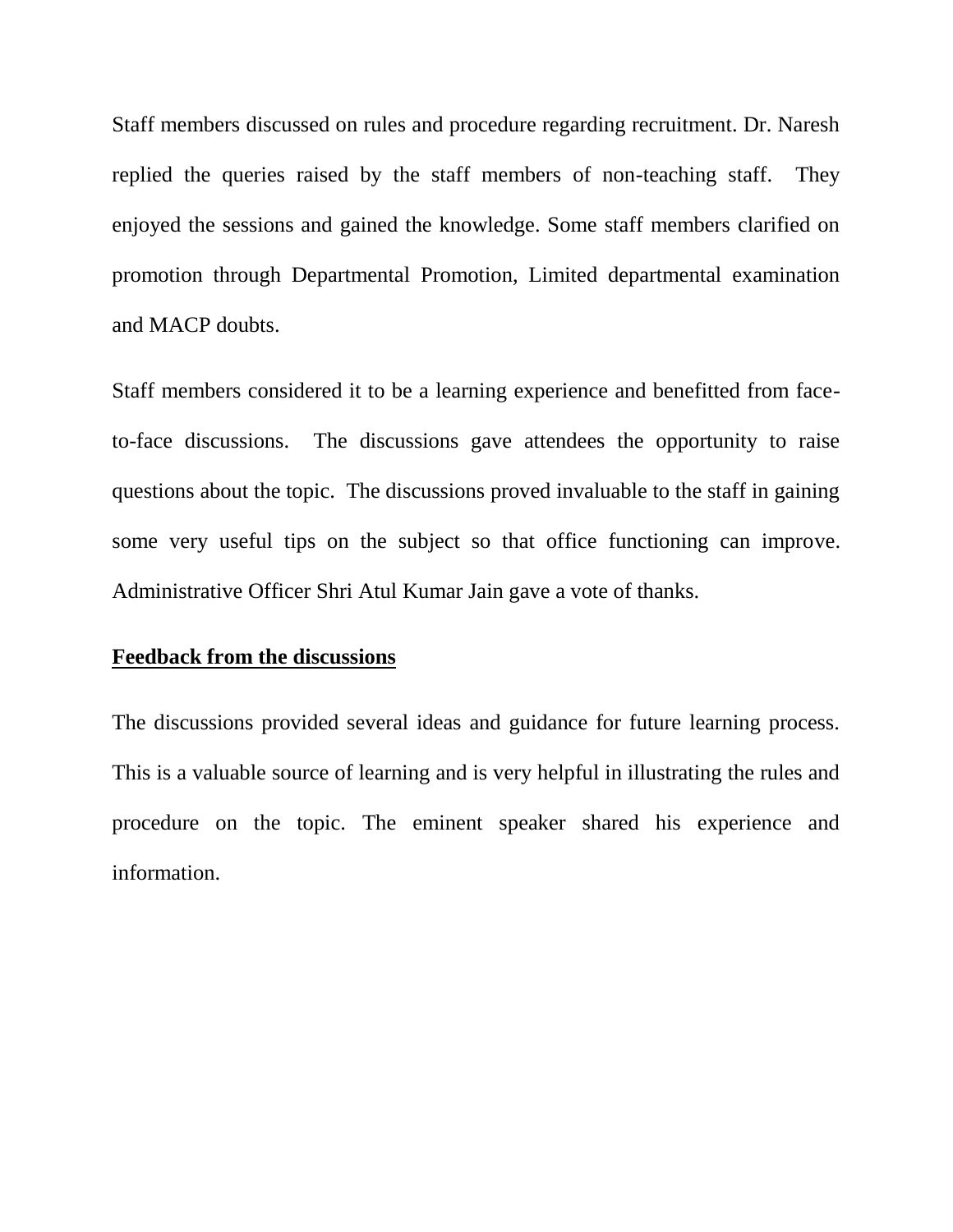Staff members discussed on rules and procedure regarding recruitment. Dr. Naresh replied the queries raised by the staff members of non-teaching staff. They enjoyed the sessions and gained the knowledge. Some staff members clarified on promotion through Departmental Promotion, Limited departmental examination and MACP doubts.

Staff members considered it to be a learning experience and benefitted from face-to-face discussions. The discussions gave attendees the opportunity to raise questions about the topic. The discussions proved invaluable to the staff in gaining some very useful tips on the subject so that office functioning can improve. Administrative Officer Shri Atul Kumar Jain gave a vote of thanks.

**Feedback from the discussions**

The discussions provided several ideas and guidance for future learning process. This is a valuable source of learning and is very helpful in illustrating the rules and procedure on the topic. The eminent speaker shared his experience and information.